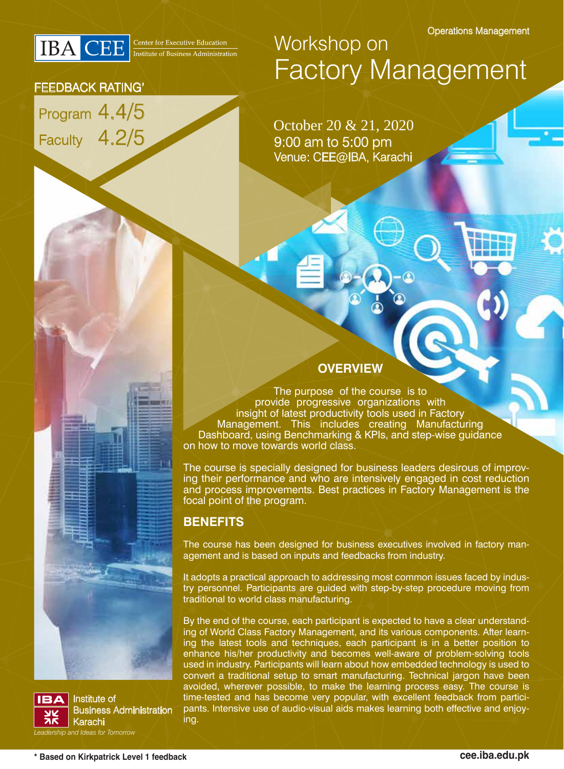IBA CEE
Center for Executive Education
Institute of Business Administration

Operations Management

# Workshop on Factory Management

October 20 & 21, 2020
9:00 am to 5:00 pm
Venue: CEE@IBA, Karachi

**FEEDBACK RATING***

Program 4.4/5

Faculty 4.2/5

## OVERVIEW

The purpose of the course is to provide progressive organizations with insight of latest productivity tools used in Factory Management. This includes creating Manufacturing Dashboard, using Benchmarking & KPIs, and step-wise guidance on how to move towards world class.

The course is specially designed for business leaders desirous of improving their performance and who are intensively engaged in cost reduction and process improvements. Best practices in Factory Management is the focal point of the program.

## BENEFITS

The course has been designed for business executives involved in factory management and is based on inputs and feedbacks from industry.

It adopts a practical approach to addressing most common issues faced by industry personnel. Participants are guided with step-by-step procedure moving from traditional to world class manufacturing.

By the end of the course, each participant is expected to have a clear understanding of World Class Factory Management, and its various components. After learning the latest tools and techniques, each participant is in a better position to enhance his/her productivity and becomes well-aware of problem-solving tools used in industry. Participants will learn about how embedded technology is used to convert a traditional setup to smart manufacturing. Technical jargon have been avoided, wherever possible, to make the learning process easy. The course is time-tested and has become very popular, with excellent feedback from participants. Intensive use of audio-visual aids makes learning both effective and enjoying.

IBA Institute of Business Administration Karachi
*Leadership and Ideas for Tomorrow*

**\* Based on Kirkpatrick Level 1 feedback**

**cee.iba.edu.pk**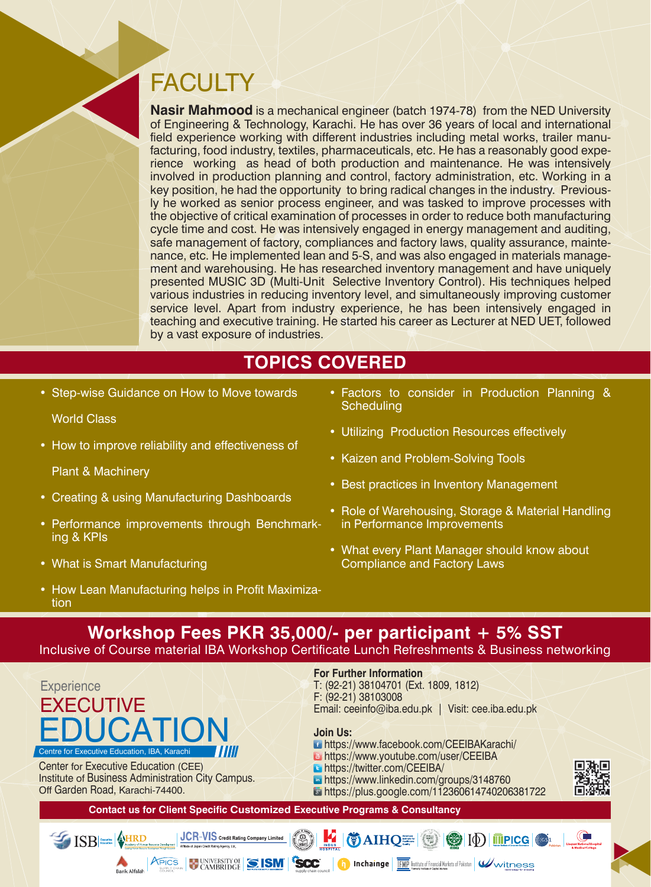# FACULTY

**Nasir Mahmood** is a mechanical engineer (batch 1974-78) from the NED University of Engineering & Technology, Karachi. He has over 36 years of local and international field experience working with different industries including metal works, trailer manufacturing, food industry, textiles, pharmaceuticals, etc. He has a reasonably good experience working as head of both production and maintenance. He was intensively involved in production planning and control, factory administration, etc. Working in a key position, he had the opportunity to bring radical changes in the industry. Previously he worked as senior process engineer, and was tasked to improve processes with the objective of critical examination of processes in order to reduce both manufacturing cycle time and cost. He was intensively engaged in energy management and auditing, safe management of factory, compliances and factory laws, quality assurance, maintenance, etc. He implemented lean and 5-S, and was also engaged in materials management and warehousing. He has researched inventory management and have uniquely presented MUSIC 3D (Multi-Unit Selective Inventory Control). His techniques helped various industries in reducing inventory level, and simultaneously improving customer service level. Apart from industry experience, he has been intensively engaged in teaching and executive training. He started his career as Lecturer at NED UET, followed by a vast exposure of industries.

## TOPICS COVERED

- Step-wise Guidance on How to Move towards World Class
- How to improve reliability and effectiveness of Plant & Machinery
- Creating & using Manufacturing Dashboards
- Performance improvements through Benchmarking & KPIs
- What is Smart Manufacturing
- How Lean Manufacturing helps in Profit Maximization
- Factors to consider in Production Planning & Scheduling
- Utilizing Production Resources effectively
- Kaizen and Problem-Solving Tools
- Best practices in Inventory Management
- Role of Warehousing, Storage & Material Handling in Performance Improvements
- What every Plant Manager should know about Compliance and Factory Laws

## Workshop Fees PKR 35,000/- per participant + 5% SST

Inclusive of Course material IBA Workshop Certificate Lunch Refreshments & Business networking

Experience
EXECUTIVE
EDUCATION
Centre for Executive Education, IBA, Karachi

Center for Executive Education (CEE)
Institute of Business Administration City Campus.
Off Garden Road, Karachi-74400.

**For Further Information**
T: (92-21) 38104701 (Ext. 1809, 1812)
F: (92-21) 38103008
Email: ceeinfo@iba.edu.pk | Visit: cee.iba.edu.pk

**Join Us:**
- https://www.facebook.com/CEEIBAKarachi/
- https://www.youtube.com/user/CEEIBA
- https://twitter.com/CEEIBA/
- https://www.linkedin.com/groups/3148760
- https://plus.google.com/112360614740206381722

**Contact us for Client Specific Customized Executive Programs & Consultancy**

ISB | AHRD | JCR-VIS Credit Rating Company Limited | INDUS HOSPITAL | AIHQ | ID | PICG | GS1 Pakistan | Liaquat National Hospital & Medical College | Bank Alfalah | APICS | University of Cambridge | ISM | SCC supply chain council | Inchainge | IFMP Institute of Financial Markets of Pakistan | witness